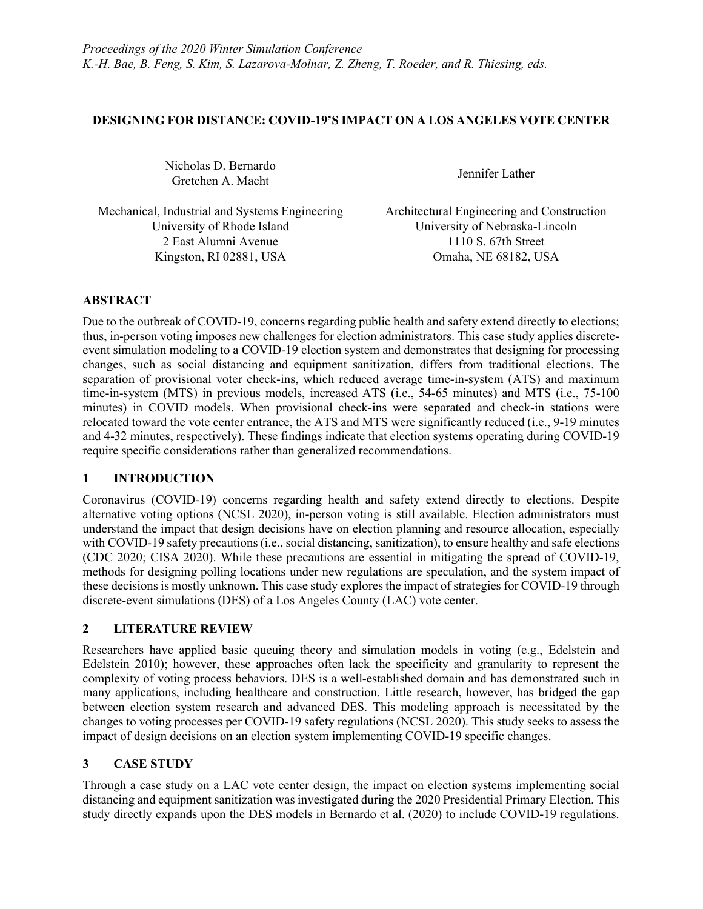*Proceedings of the 2020 Winter Simulation Conference*
*K.-H. Bae, B. Feng, S. Kim, S. Lazarova-Molnar, Z. Zheng, T. Roeder, and R. Thiesing, eds.*

# DESIGNING FOR DISTANCE: COVID-19'S IMPACT ON A LOS ANGELES VOTE CENTER

Nicholas D. Bernardo
Gretchen A. Macht

Mechanical, Industrial and Systems Engineering
University of Rhode Island
2 East Alumni Avenue
Kingston, RI 02881, USA

Jennifer Lather

Architectural Engineering and Construction
University of Nebraska-Lincoln
1110 S. 67th Street
Omaha, NE 68182, USA

## ABSTRACT

Due to the outbreak of COVID-19, concerns regarding public health and safety extend directly to elections; thus, in-person voting imposes new challenges for election administrators. This case study applies discrete-event simulation modeling to a COVID-19 election system and demonstrates that designing for processing changes, such as social distancing and equipment sanitization, differs from traditional elections. The separation of provisional voter check-ins, which reduced average time-in-system (ATS) and maximum time-in-system (MTS) in previous models, increased ATS (i.e., 54-65 minutes) and MTS (i.e., 75-100 minutes) in COVID models. When provisional check-ins were separated and check-in stations were relocated toward the vote center entrance, the ATS and MTS were significantly reduced (i.e., 9-19 minutes and 4-32 minutes, respectively). These findings indicate that election systems operating during COVID-19 require specific considerations rather than generalized recommendations.

## 1 INTRODUCTION

Coronavirus (COVID-19) concerns regarding health and safety extend directly to elections. Despite alternative voting options (NCSL 2020), in-person voting is still available. Election administrators must understand the impact that design decisions have on election planning and resource allocation, especially with COVID-19 safety precautions (i.e., social distancing, sanitization), to ensure healthy and safe elections (CDC 2020; CISA 2020). While these precautions are essential in mitigating the spread of COVID-19, methods for designing polling locations under new regulations are speculation, and the system impact of these decisions is mostly unknown. This case study explores the impact of strategies for COVID-19 through discrete-event simulations (DES) of a Los Angeles County (LAC) vote center.

## 2 LITERATURE REVIEW

Researchers have applied basic queuing theory and simulation models in voting (e.g., Edelstein and Edelstein 2010); however, these approaches often lack the specificity and granularity to represent the complexity of voting process behaviors. DES is a well-established domain and has demonstrated such in many applications, including healthcare and construction. Little research, however, has bridged the gap between election system research and advanced DES. This modeling approach is necessitated by the changes to voting processes per COVID-19 safety regulations (NCSL 2020). This study seeks to assess the impact of design decisions on an election system implementing COVID-19 specific changes.

## 3 CASE STUDY

Through a case study on a LAC vote center design, the impact on election systems implementing social distancing and equipment sanitization was investigated during the 2020 Presidential Primary Election. This study directly expands upon the DES models in Bernardo et al. (2020) to include COVID-19 regulations.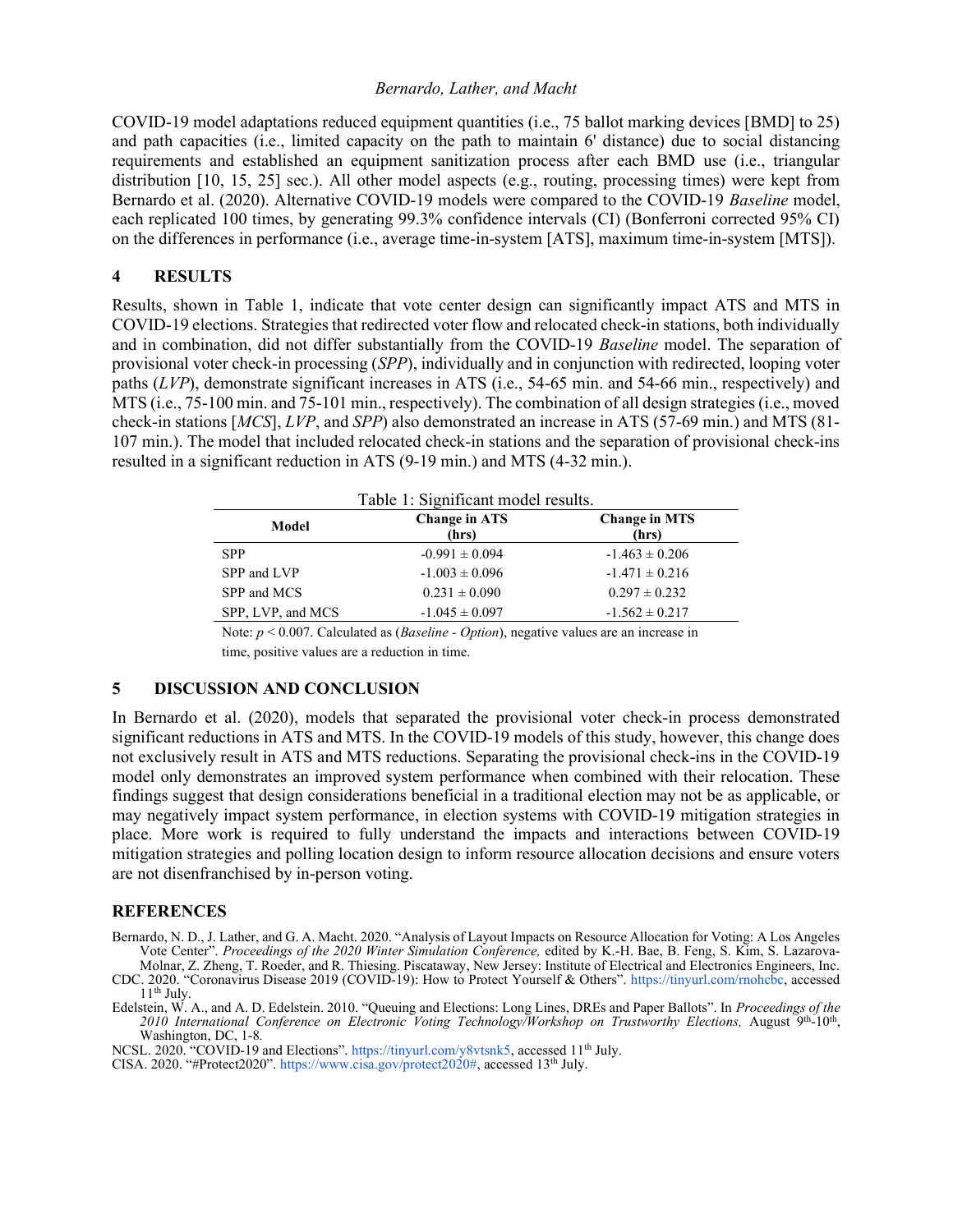COVID-19 model adaptations reduced equipment quantities (i.e., 75 ballot marking devices [BMD] to 25) and path capacities (i.e., limited capacity on the path to maintain 6' distance) due to social distancing requirements and established an equipment sanitization process after each BMD use (i.e., triangular distribution [10, 15, 25] sec.). All other model aspects (e.g., routing, processing times) were kept from Bernardo et al. (2020). Alternative COVID-19 models were compared to the COVID-19 *Baseline* model, each replicated 100 times, by generating 99.3% confidence intervals (CI) (Bonferroni corrected 95% CI) on the differences in performance (i.e., average time-in-system [ATS], maximum time-in-system [MTS]).

## 4 RESULTS

Results, shown in Table 1, indicate that vote center design can significantly impact ATS and MTS in COVID-19 elections. Strategies that redirected voter flow and relocated check-in stations, both individually and in combination, did not differ substantially from the COVID-19 *Baseline* model. The separation of provisional voter check-in processing (*SPP*), individually and in conjunction with redirected, looping voter paths (*LVP*), demonstrate significant increases in ATS (i.e., 54-65 min. and 54-66 min., respectively) and MTS (i.e., 75-100 min. and 75-101 min., respectively). The combination of all design strategies (i.e., moved check-in stations [*MCS*], *LVP*, and *SPP*) also demonstrated an increase in ATS (57-69 min.) and MTS (81-107 min.). The model that included relocated check-in stations and the separation of provisional check-ins resulted in a significant reduction in ATS (9-19 min.) and MTS (4-32 min.).

Table 1: Significant model results.

| Model | Change in ATS (hrs) | Change in MTS (hrs) |
|---|---|---|
| SPP | -0.991 ± 0.094 | -1.463 ± 0.206 |
| SPP and LVP | -1.003 ± 0.096 | -1.471 ± 0.216 |
| SPP and MCS | 0.231 ± 0.090 | 0.297 ± 0.232 |
| SPP, LVP, and MCS | -1.045 ± 0.097 | -1.562 ± 0.217 |

Note: $p < 0.007$. Calculated as (*Baseline* - *Option*), negative values are an increase in time, positive values are a reduction in time.

## 5 DISCUSSION AND CONCLUSION

In Bernardo et al. (2020), models that separated the provisional voter check-in process demonstrated significant reductions in ATS and MTS. In the COVID-19 models of this study, however, this change does not exclusively result in ATS and MTS reductions. Separating the provisional check-ins in the COVID-19 model only demonstrates an improved system performance when combined with their relocation. These findings suggest that design considerations beneficial in a traditional election may not be as applicable, or may negatively impact system performance, in election systems with COVID-19 mitigation strategies in place. More work is required to fully understand the impacts and interactions between COVID-19 mitigation strategies and polling location design to inform resource allocation decisions and ensure voters are not disenfranchised by in-person voting.

## REFERENCES

Bernardo, N. D., J. Lather, and G. A. Macht. 2020. "Analysis of Layout Impacts on Resource Allocation for Voting: A Los Angeles Vote Center". *Proceedings of the 2020 Winter Simulation Conference,* edited by K.-H. Bae, B. Feng, S. Kim, S. Lazarova-Molnar, Z. Zheng, T. Roeder, and R. Thiesing. Piscataway, New Jersey: Institute of Electrical and Electronics Engineers, Inc.

CDC. 2020. "Coronavirus Disease 2019 (COVID-19): How to Protect Yourself & Others". https://tinyurl.com/rnohcbc, accessed 11th July.

Edelstein, W. A., and A. D. Edelstein. 2010. "Queuing and Elections: Long Lines, DREs and Paper Ballots". In *Proceedings of the 2010 International Conference on Electronic Voting Technology/Workshop on Trustworthy Elections,* August 9th-10th, Washington, DC, 1-8.

NCSL. 2020. "COVID-19 and Elections". https://tinyurl.com/y8vtsnk5, accessed 11th July.

CISA. 2020. "#Protect2020". https://www.cisa.gov/protect2020#, accessed 13th July.